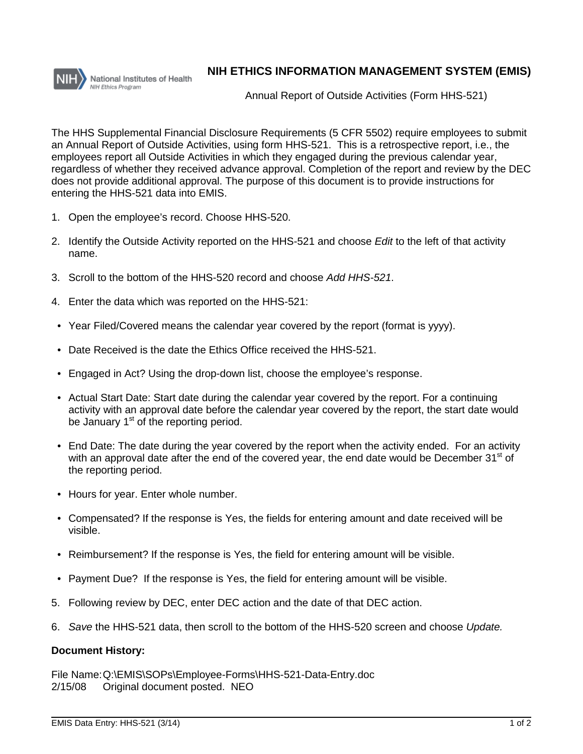# NIH ETHICS INFORMATION MANAGEMENT SYSTEM (EMIS)

Annual Report of Outside Activities (Form HHS-521)

The HHS Supplemental Financial Disclosure Requirements (5 CFR 5502) require employees to submit an Annual Report of Outside Activities, using form HHS-521. This is a retrospective report, i.e., the employees report all Outside Activities in which they engaged during the previous calendar year, regardless of whether they received advance approval. Completion of the report and review by the DEC does not provide additional approval. The purpose of this document is to provide instructions for entering the HHS-521 data into EMIS.

1. Open the employee's record. Choose HHS-520.

2. Identify the Outside Activity reported on the HHS-521 and choose *Edit* to the left of that activity name.

3. Scroll to the bottom of the HHS-520 record and choose *Add HHS-521*.

4. Enter the data which was reported on the HHS-521:

   - Year Filed/Covered means the calendar year covered by the report (format is yyyy).
   - Date Received is the date the Ethics Office received the HHS-521.
   - Engaged in Act? Using the drop-down list, choose the employee's response.
   - Actual Start Date: Start date during the calendar year covered by the report. For a continuing activity with an approval date before the calendar year covered by the report, the start date would be January 1st of the reporting period.
   - End Date: The date during the year covered by the report when the activity ended. For an activity with an approval date after the end of the covered year, the end date would be December 31st of the reporting period.
   - Hours for year. Enter whole number.
   - Compensated? If the response is Yes, the fields for entering amount and date received will be visible.
   - Reimbursement? If the response is Yes, the field for entering amount will be visible.
   - Payment Due? If the response is Yes, the field for entering amount will be visible.

5. Following review by DEC, enter DEC action and the date of that DEC action.

6. *Save* the HHS-521 data, then scroll to the bottom of the HHS-520 screen and choose *Update.*

**Document History:**

File Name: Q:\EMIS\SOPs\Employee-Forms\HHS-521-Data-Entry.doc
2/15/08 Original document posted. NEO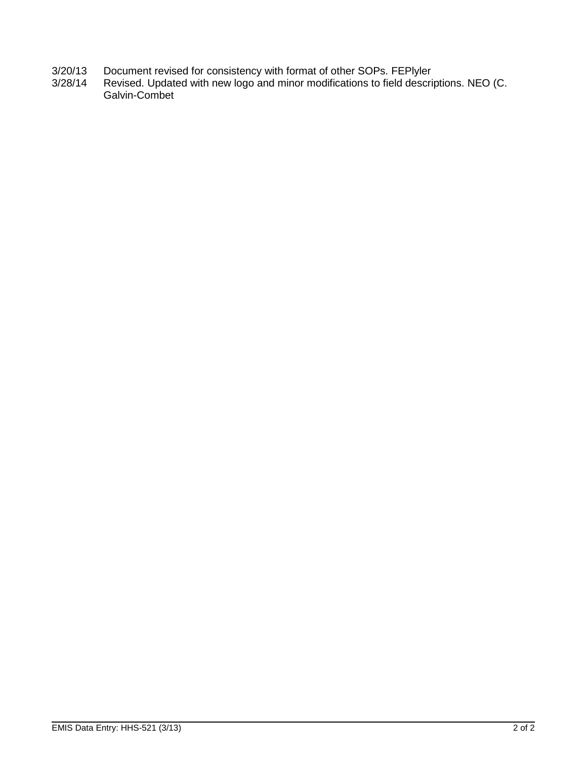3/20/13 Document revised for consistency with format of other SOPs. FEPlyler

3/28/14 Revised. Updated with new logo and minor modifications to field descriptions. NEO (C. Galvin-Combet